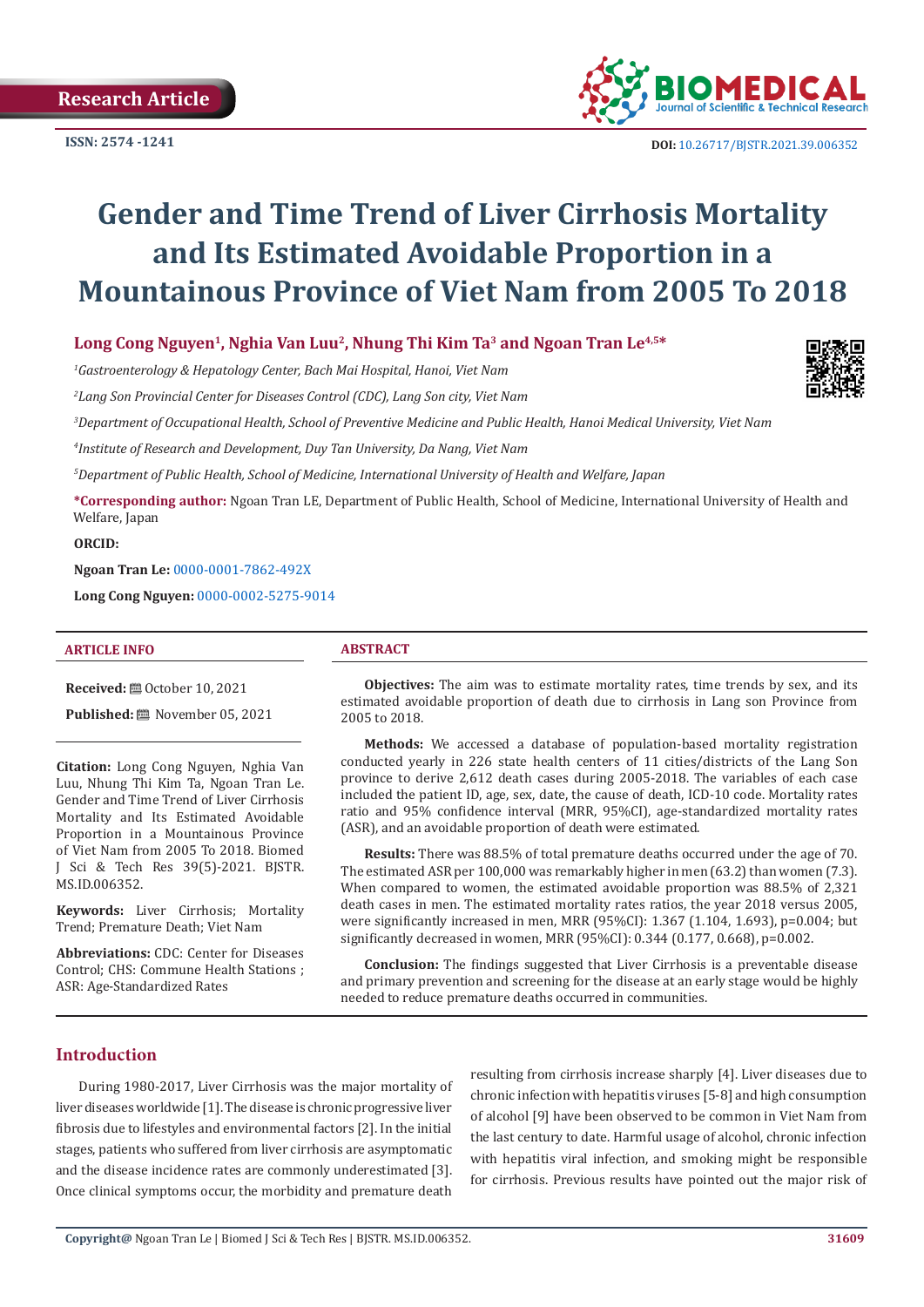Research Article

ISSN: 2574 -1241

DOI: 10.26717/BJSTR.2021.39.006352

# Gender and Time Trend of Liver Cirrhosis Mortality and Its Estimated Avoidable Proportion in a Mountainous Province of Viet Nam from 2005 To 2018

**Long Cong Nguyen[1], Nghia Van Luu[2], Nhung Thi Kim Ta[3] and Ngoan Tran Le[4,5]***

[1]*Gastroenterology & Hepatology Center, Bach Mai Hospital, Hanoi, Viet Nam*

[2]*Lang Son Provincial Center for Diseases Control (CDC), Lang Son city, Viet Nam*

[3]*Department of Occupational Health, School of Preventive Medicine and Public Health, Hanoi Medical University, Viet Nam*

[4]*Institute of Research and Development, Duy Tan University, Da Nang, Viet Nam*

[5]*Department of Public Health, School of Medicine, International University of Health and Welfare, Japan*

***Corresponding author:** Ngoan Tran LE, Department of Public Health, School of Medicine, International University of Health and Welfare, Japan

**ORCID:**

**Ngoan Tran Le:** 0000-0001-7862-492X

**Long Cong Nguyen:** 0000-0002-5275-9014

## ARTICLE INFO

**Received:** October 10, 2021

**Published:** November 05, 2021

**Citation:** Long Cong Nguyen, Nghia Van Luu, Nhung Thi Kim Ta, Ngoan Tran Le. Gender and Time Trend of Liver Cirrhosis Mortality and Its Estimated Avoidable Proportion in a Mountainous Province of Viet Nam from 2005 To 2018. Biomed J Sci & Tech Res 39(5)-2021. BJSTR. MS.ID.006352.

**Keywords:** Liver Cirrhosis; Mortality Trend; Premature Death; Viet Nam

**Abbreviations:** CDC: Center for Diseases Control; CHS: Commune Health Stations ; ASR: Age-Standardized Rates

## ABSTRACT

**Objectives:** The aim was to estimate mortality rates, time trends by sex, and its estimated avoidable proportion of death due to cirrhosis in Lang son Province from 2005 to 2018.

**Methods:** We accessed a database of population-based mortality registration conducted yearly in 226 state health centers of 11 cities/districts of the Lang Son province to derive 2,612 death cases during 2005-2018. The variables of each case included the patient ID, age, sex, date, the cause of death, ICD-10 code. Mortality rates ratio and 95% confidence interval (MRR, 95%CI), age-standardized mortality rates (ASR), and an avoidable proportion of death were estimated.

**Results:** There was 88.5% of total premature deaths occurred under the age of 70. The estimated ASR per 100,000 was remarkably higher in men (63.2) than women (7.3). When compared to women, the estimated avoidable proportion was 88.5% of 2,321 death cases in men. The estimated mortality rates ratios, the year 2018 versus 2005, were significantly increased in men, MRR (95%CI): 1.367 (1.104, 1.693), p=0.004; but significantly decreased in women, MRR (95%CI): 0.344 (0.177, 0.668), p=0.002.

**Conclusion:** The findings suggested that Liver Cirrhosis is a preventable disease and primary prevention and screening for the disease at an early stage would be highly needed to reduce premature deaths occurred in communities.

## Introduction

During 1980-2017, Liver Cirrhosis was the major mortality of liver diseases worldwide [1]. The disease is chronic progressive liver fibrosis due to lifestyles and environmental factors [2]. In the initial stages, patients who suffered from liver cirrhosis are asymptomatic and the disease incidence rates are commonly underestimated [3]. Once clinical symptoms occur, the morbidity and premature death resulting from cirrhosis increase sharply [4]. Liver diseases due to chronic infection with hepatitis viruses [5-8] and high consumption of alcohol [9] have been observed to be common in Viet Nam from the last century to date. Harmful usage of alcohol, chronic infection with hepatitis viral infection, and smoking might be responsible for cirrhosis. Previous results have pointed out the major risk of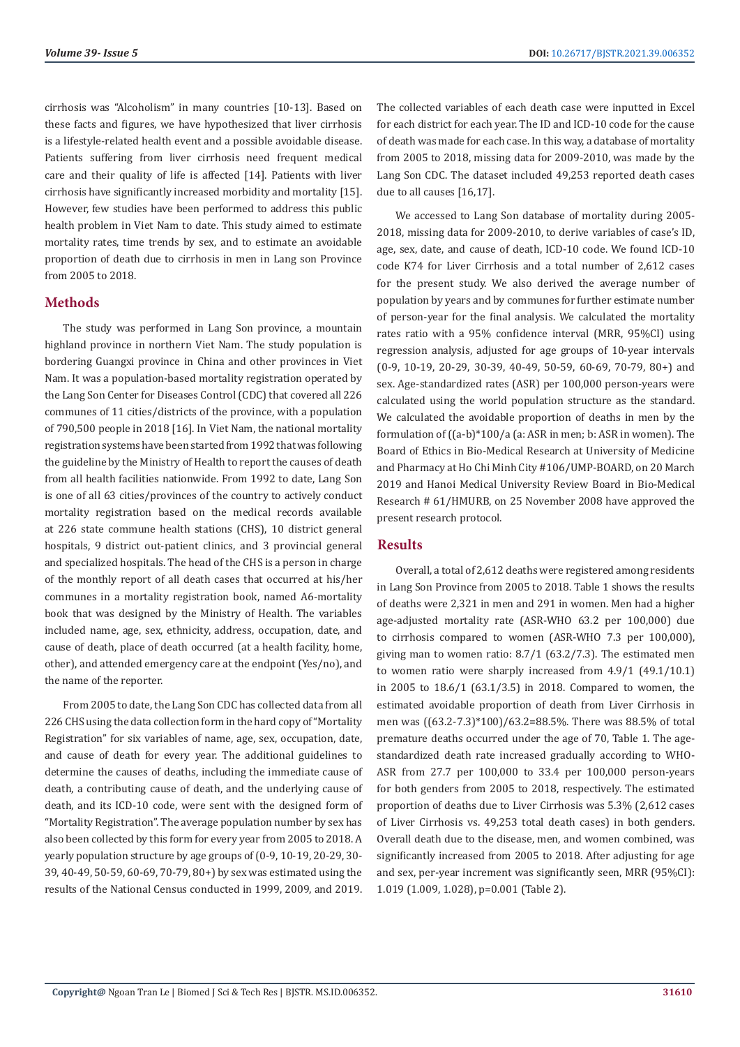cirrhosis was "Alcoholism" in many countries [10-13]. Based on these facts and figures, we have hypothesized that liver cirrhosis is a lifestyle-related health event and a possible avoidable disease. Patients suffering from liver cirrhosis need frequent medical care and their quality of life is affected [14]. Patients with liver cirrhosis have significantly increased morbidity and mortality [15]. However, few studies have been performed to address this public health problem in Viet Nam to date. This study aimed to estimate mortality rates, time trends by sex, and to estimate an avoidable proportion of death due to cirrhosis in men in Lang son Province from 2005 to 2018.

## Methods

The study was performed in Lang Son province, a mountain highland province in northern Viet Nam. The study population is bordering Guangxi province in China and other provinces in Viet Nam. It was a population-based mortality registration operated by the Lang Son Center for Diseases Control (CDC) that covered all 226 communes of 11 cities/districts of the province, with a population of 790,500 people in 2018 [16]. In Viet Nam, the national mortality registration systems have been started from 1992 that was following the guideline by the Ministry of Health to report the causes of death from all health facilities nationwide. From 1992 to date, Lang Son is one of all 63 cities/provinces of the country to actively conduct mortality registration based on the medical records available at 226 state commune health stations (CHS), 10 district general hospitals, 9 district out-patient clinics, and 3 provincial general and specialized hospitals. The head of the CHS is a person in charge of the monthly report of all death cases that occurred at his/her communes in a mortality registration book, named A6-mortality book that was designed by the Ministry of Health. The variables included name, age, sex, ethnicity, address, occupation, date, and cause of death, place of death occurred (at a health facility, home, other), and attended emergency care at the endpoint (Yes/no), and the name of the reporter.

From 2005 to date, the Lang Son CDC has collected data from all 226 CHS using the data collection form in the hard copy of "Mortality Registration" for six variables of name, age, sex, occupation, date, and cause of death for every year. The additional guidelines to determine the causes of deaths, including the immediate cause of death, a contributing cause of death, and the underlying cause of death, and its ICD-10 code, were sent with the designed form of "Mortality Registration". The average population number by sex has also been collected by this form for every year from 2005 to 2018. A yearly population structure by age groups of (0-9, 10-19, 20-29, 30-39, 40-49, 50-59, 60-69, 70-79, 80+) by sex was estimated using the results of the National Census conducted in 1999, 2009, and 2019. The collected variables of each death case were inputted in Excel for each district for each year. The ID and ICD-10 code for the cause of death was made for each case. In this way, a database of mortality from 2005 to 2018, missing data for 2009-2010, was made by the Lang Son CDC. The dataset included 49,253 reported death cases due to all causes [16,17].

We accessed to Lang Son database of mortality during 2005-2018, missing data for 2009-2010, to derive variables of case's ID, age, sex, date, and cause of death, ICD-10 code. We found ICD-10 code K74 for Liver Cirrhosis and a total number of 2,612 cases for the present study. We also derived the average number of population by years and by communes for further estimate number of person-year for the final analysis. We calculated the mortality rates ratio with a 95% confidence interval (MRR, 95%CI) using regression analysis, adjusted for age groups of 10-year intervals (0-9, 10-19, 20-29, 30-39, 40-49, 50-59, 60-69, 70-79, 80+) and sex. Age-standardized rates (ASR) per 100,000 person-years were calculated using the world population structure as the standard. We calculated the avoidable proportion of deaths in men by the formulation of ((a-b)*100/a (a: ASR in men; b: ASR in women). The Board of Ethics in Bio-Medical Research at University of Medicine and Pharmacy at Ho Chi Minh City #106/UMP-BOARD, on 20 March 2019 and Hanoi Medical University Review Board in Bio-Medical Research # 61/HMURB, on 25 November 2008 have approved the present research protocol.

## Results

Overall, a total of 2,612 deaths were registered among residents in Lang Son Province from 2005 to 2018. Table 1 shows the results of deaths were 2,321 in men and 291 in women. Men had a higher age-adjusted mortality rate (ASR-WHO 63.2 per 100,000) due to cirrhosis compared to women (ASR-WHO 7.3 per 100,000), giving man to women ratio: 8.7/1 (63.2/7.3). The estimated men to women ratio were sharply increased from 4.9/1 (49.1/10.1) in 2005 to 18.6/1 (63.1/3.5) in 2018. Compared to women, the estimated avoidable proportion of death from Liver Cirrhosis in men was ((63.2-7.3)*100)/63.2=88.5%. There was 88.5% of total premature deaths occurred under the age of 70, Table 1. The age-standardized death rate increased gradually according to WHO-ASR from 27.7 per 100,000 to 33.4 per 100,000 person-years for both genders from 2005 to 2018, respectively. The estimated proportion of deaths due to Liver Cirrhosis was 5.3% (2,612 cases of Liver Cirrhosis vs. 49,253 total death cases) in both genders. Overall death due to the disease, men, and women combined, was significantly increased from 2005 to 2018. After adjusting for age and sex, per-year increment was significantly seen, MRR (95%CI): 1.019 (1.009, 1.028), p=0.001 (Table 2).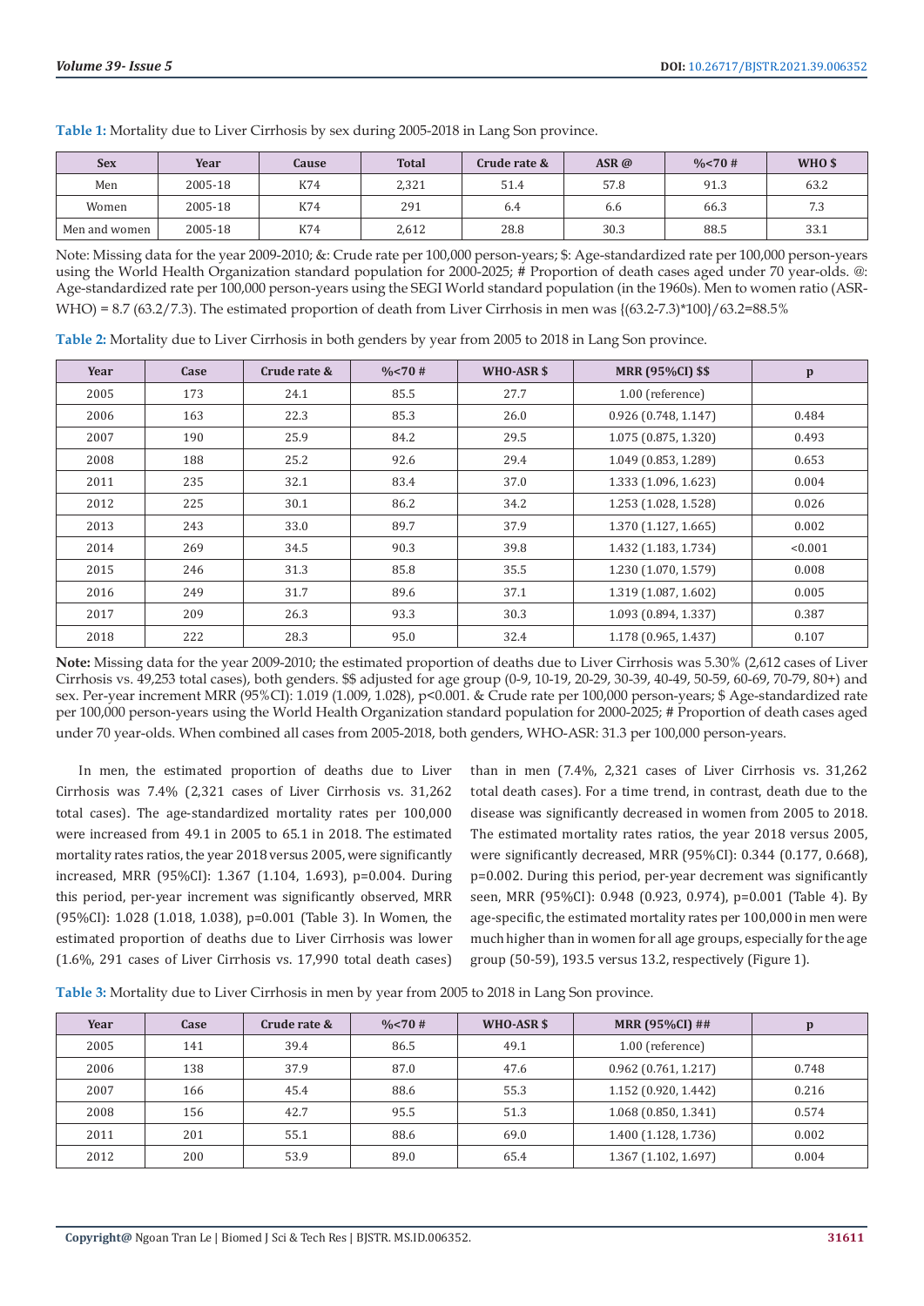**Table 1:** Mortality due to Liver Cirrhosis by sex during 2005-2018 in Lang Son province.

| Sex | Year | Cause | Total | Crude rate & | ASR @ | %<70 # | WHO $ |
|---|---|---|---|---|---|---|---|
| Men | 2005-18 | K74 | 2,321 | 51.4 | 57.8 | 91.3 | 63.2 |
| Women | 2005-18 | K74 | 291 | 6.4 | 6.6 | 66.3 | 7.3 |
| Men and women | 2005-18 | K74 | 2,612 | 28.8 | 30.3 | 88.5 | 33.1 |

Note: Missing data for the year 2009-2010; &: Crude rate per 100,000 person-years; $: Age-standardized rate per 100,000 person-years using the World Health Organization standard population for 2000-2025; # Proportion of death cases aged under 70 year-olds. @: Age-standardized rate per 100,000 person-years using the SEGI World standard population (in the 1960s). Men to women ratio (ASR-WHO) = 8.7 (63.2/7.3). The estimated proportion of death from Liver Cirrhosis in men was {(63.2-7.3)*100}/63.2=88.5%

**Table 2:** Mortality due to Liver Cirrhosis in both genders by year from 2005 to 2018 in Lang Son province.

| Year | Case | Crude rate & | %<70 # | WHO-ASR $ | MRR (95%CI) $$ | p |
|---|---|---|---|---|---|---|
| 2005 | 173 | 24.1 | 85.5 | 27.7 | 1.00 (reference) | |
| 2006 | 163 | 22.3 | 85.3 | 26.0 | 0.926 (0.748, 1.147) | 0.484 |
| 2007 | 190 | 25.9 | 84.2 | 29.5 | 1.075 (0.875, 1.320) | 0.493 |
| 2008 | 188 | 25.2 | 92.6 | 29.4 | 1.049 (0.853, 1.289) | 0.653 |
| 2011 | 235 | 32.1 | 83.4 | 37.0 | 1.333 (1.096, 1.623) | 0.004 |
| 2012 | 225 | 30.1 | 86.2 | 34.2 | 1.253 (1.028, 1.528) | 0.026 |
| 2013 | 243 | 33.0 | 89.7 | 37.9 | 1.370 (1.127, 1.665) | 0.002 |
| 2014 | 269 | 34.5 | 90.3 | 39.8 | 1.432 (1.183, 1.734) | <0.001 |
| 2015 | 246 | 31.3 | 85.8 | 35.5 | 1.230 (1.070, 1.579) | 0.008 |
| 2016 | 249 | 31.7 | 89.6 | 37.1 | 1.319 (1.087, 1.602) | 0.005 |
| 2017 | 209 | 26.3 | 93.3 | 30.3 | 1.093 (0.894, 1.337) | 0.387 |
| 2018 | 222 | 28.3 | 95.0 | 32.4 | 1.178 (0.965, 1.437) | 0.107 |

**Note:** Missing data for the year 2009-2010; the estimated proportion of deaths due to Liver Cirrhosis was 5.30% (2,612 cases of Liver Cirrhosis vs. 49,253 total cases), both genders. $$ adjusted for age group (0-9, 10-19, 20-29, 30-39, 40-49, 50-59, 60-69, 70-79, 80+) and sex. Per-year increment MRR (95%CI): 1.019 (1.009, 1.028), p<0.001. & Crude rate per 100,000 person-years; $ Age-standardized rate per 100,000 person-years using the World Health Organization standard population for 2000-2025; # Proportion of death cases aged under 70 year-olds. When combined all cases from 2005-2018, both genders, WHO-ASR: 31.3 per 100,000 person-years.

In men, the estimated proportion of deaths due to Liver Cirrhosis was 7.4% (2,321 cases of Liver Cirrhosis vs. 31,262 total cases). The age-standardized mortality rates per 100,000 were increased from 49.1 in 2005 to 65.1 in 2018. The estimated mortality rates ratios, the year 2018 versus 2005, were significantly increased, MRR (95%CI): 1.367 (1.104, 1.693), p=0.004. During this period, per-year increment was significantly observed, MRR (95%CI): 1.028 (1.018, 1.038), p=0.001 (Table 3). In Women, the estimated proportion of deaths due to Liver Cirrhosis was lower (1.6%, 291 cases of Liver Cirrhosis vs. 17,990 total death cases) than in men (7.4%, 2,321 cases of Liver Cirrhosis vs. 31,262 total death cases). For a time trend, in contrast, death due to the disease was significantly decreased in women from 2005 to 2018. The estimated mortality rates ratios, the year 2018 versus 2005, were significantly decreased, MRR (95%CI): 0.344 (0.177, 0.668), p=0.002. During this period, per-year decrement was significantly seen, MRR (95%CI): 0.948 (0.923, 0.974), p=0.001 (Table 4). By age-specific, the estimated mortality rates per 100,000 in men were much higher than in women for all age groups, especially for the age group (50-59), 193.5 versus 13.2, respectively (Figure 1).

**Table 3:** Mortality due to Liver Cirrhosis in men by year from 2005 to 2018 in Lang Son province.

| Year | Case | Crude rate & | %<70 # | WHO-ASR $ | MRR (95%CI) ## | p |
|---|---|---|---|---|---|---|
| 2005 | 141 | 39.4 | 86.5 | 49.1 | 1.00 (reference) | |
| 2006 | 138 | 37.9 | 87.0 | 47.6 | 0.962 (0.761, 1.217) | 0.748 |
| 2007 | 166 | 45.4 | 88.6 | 55.3 | 1.152 (0.920, 1.442) | 0.216 |
| 2008 | 156 | 42.7 | 95.5 | 51.3 | 1.068 (0.850, 1.341) | 0.574 |
| 2011 | 201 | 55.1 | 88.6 | 69.0 | 1.400 (1.128, 1.736) | 0.002 |
| 2012 | 200 | 53.9 | 89.0 | 65.4 | 1.367 (1.102, 1.697) | 0.004 |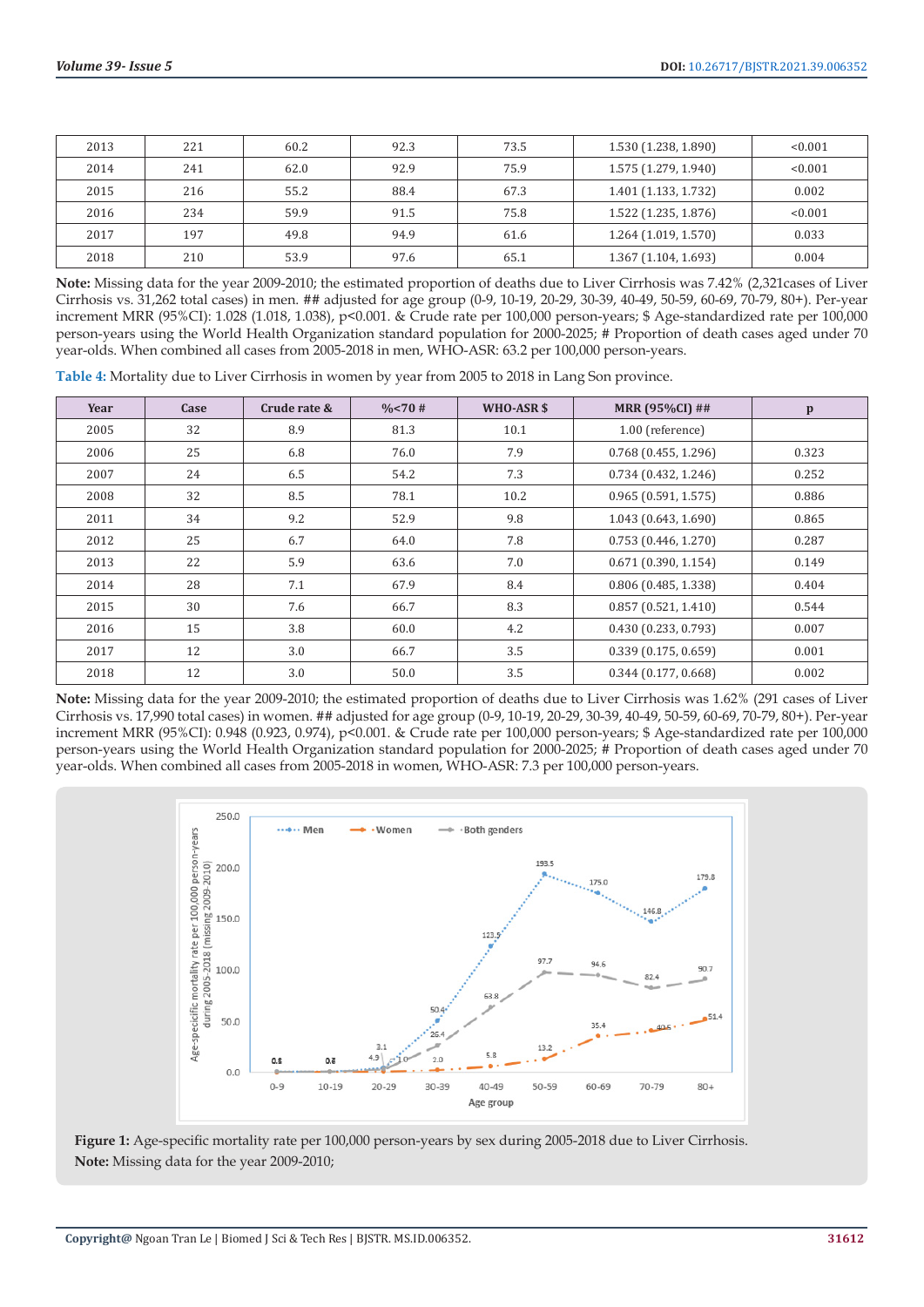| 2013 | 221 | 60.2 | 92.3 | 73.5 | 1.530 (1.238, 1.890) | <0.001 |
|---|---|---|---|---|---|---|
| 2014 | 241 | 62.0 | 92.9 | 75.9 | 1.575 (1.279, 1.940) | <0.001 |
| 2015 | 216 | 55.2 | 88.4 | 67.3 | 1.401 (1.133, 1.732) | 0.002 |
| 2016 | 234 | 59.9 | 91.5 | 75.8 | 1.522 (1.235, 1.876) | <0.001 |
| 2017 | 197 | 49.8 | 94.9 | 61.6 | 1.264 (1.019, 1.570) | 0.033 |
| 2018 | 210 | 53.9 | 97.6 | 65.1 | 1.367 (1.104, 1.693) | 0.004 |

**Note:** Missing data for the year 2009-2010; the estimated proportion of deaths due to Liver Cirrhosis was 7.42% (2,321cases of Liver Cirrhosis vs. 31,262 total cases) in men. ## adjusted for age group (0-9, 10-19, 20-29, 30-39, 40-49, 50-59, 60-69, 70-79, 80+). Per-year increment MRR (95%CI): 1.028 (1.018, 1.038), p<0.001. & Crude rate per 100,000 person-years; $ Age-standardized rate per 100,000 person-years using the World Health Organization standard population for 2000-2025; # Proportion of death cases aged under 70 year-olds. When combined all cases from 2005-2018 in men, WHO-ASR: 63.2 per 100,000 person-years.

**Table 4:** Mortality due to Liver Cirrhosis in women by year from 2005 to 2018 in Lang Son province.

| Year | Case | Crude rate & | %<70 # | WHO-ASR $ | MRR (95%CI) ## | p |
|---|---|---|---|---|---|---|
| 2005 | 32 | 8.9 | 81.3 | 10.1 | 1.00 (reference) | |
| 2006 | 25 | 6.8 | 76.0 | 7.9 | 0.768 (0.455, 1.296) | 0.323 |
| 2007 | 24 | 6.5 | 54.2 | 7.3 | 0.734 (0.432, 1.246) | 0.252 |
| 2008 | 32 | 8.5 | 78.1 | 10.2 | 0.965 (0.591, 1.575) | 0.886 |
| 2011 | 34 | 9.2 | 52.9 | 9.8 | 1.043 (0.643, 1.690) | 0.865 |
| 2012 | 25 | 6.7 | 64.0 | 7.8 | 0.753 (0.446, 1.270) | 0.287 |
| 2013 | 22 | 5.9 | 63.6 | 7.0 | 0.671 (0.390, 1.154) | 0.149 |
| 2014 | 28 | 7.1 | 67.9 | 8.4 | 0.806 (0.485, 1.338) | 0.404 |
| 2015 | 30 | 7.6 | 66.7 | 8.3 | 0.857 (0.521, 1.410) | 0.544 |
| 2016 | 15 | 3.8 | 60.0 | 4.2 | 0.430 (0.233, 0.793) | 0.007 |
| 2017 | 12 | 3.0 | 66.7 | 3.5 | 0.339 (0.175, 0.659) | 0.001 |
| 2018 | 12 | 3.0 | 50.0 | 3.5 | 0.344 (0.177, 0.668) | 0.002 |

**Note:** Missing data for the year 2009-2010; the estimated proportion of deaths due to Liver Cirrhosis was 1.62% (291 cases of Liver Cirrhosis vs. 17,990 total cases) in women. ## adjusted for age group (0-9, 10-19, 20-29, 30-39, 40-49, 50-59, 60-69, 70-79, 80+). Per-year increment MRR (95%CI): 0.948 (0.923, 0.974), p<0.001. & Crude rate per 100,000 person-years; $ Age-standardized rate per 100,000 person-years using the World Health Organization standard population for 2000-2025; # Proportion of death cases aged under 70 year-olds. When combined all cases from 2005-2018 in women, WHO-ASR: 7.3 per 100,000 person-years.

**Figure 1:** Age-specific mortality rate per 100,000 person-years by sex during 2005-2018 due to Liver Cirrhosis.
**Note:** Missing data for the year 2009-2010;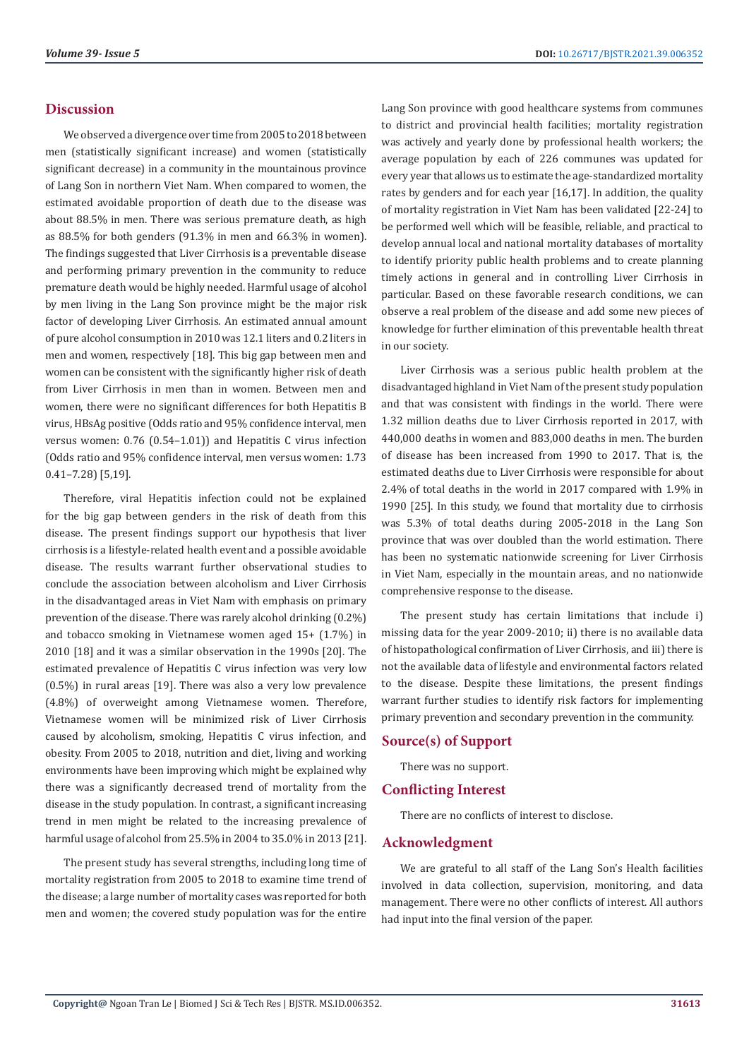## Discussion

We observed a divergence over time from 2005 to 2018 between men (statistically significant increase) and women (statistically significant decrease) in a community in the mountainous province of Lang Son in northern Viet Nam. When compared to women, the estimated avoidable proportion of death due to the disease was about 88.5% in men. There was serious premature death, as high as 88.5% for both genders (91.3% in men and 66.3% in women). The findings suggested that Liver Cirrhosis is a preventable disease and performing primary prevention in the community to reduce premature death would be highly needed. Harmful usage of alcohol by men living in the Lang Son province might be the major risk factor of developing Liver Cirrhosis. An estimated annual amount of pure alcohol consumption in 2010 was 12.1 liters and 0.2 liters in men and women, respectively [18]. This big gap between men and women can be consistent with the significantly higher risk of death from Liver Cirrhosis in men than in women. Between men and women, there were no significant differences for both Hepatitis B virus, HBsAg positive (Odds ratio and 95% confidence interval, men versus women: 0.76 (0.54–1.01)) and Hepatitis C virus infection (Odds ratio and 95% confidence interval, men versus women: 1.73 0.41–7.28) [5,19].

Therefore, viral Hepatitis infection could not be explained for the big gap between genders in the risk of death from this disease. The present findings support our hypothesis that liver cirrhosis is a lifestyle-related health event and a possible avoidable disease. The results warrant further observational studies to conclude the association between alcoholism and Liver Cirrhosis in the disadvantaged areas in Viet Nam with emphasis on primary prevention of the disease. There was rarely alcohol drinking (0.2%) and tobacco smoking in Vietnamese women aged 15+ (1.7%) in 2010 [18] and it was a similar observation in the 1990s [20]. The estimated prevalence of Hepatitis C virus infection was very low (0.5%) in rural areas [19]. There was also a very low prevalence (4.8%) of overweight among Vietnamese women. Therefore, Vietnamese women will be minimized risk of Liver Cirrhosis caused by alcoholism, smoking, Hepatitis C virus infection, and obesity. From 2005 to 2018, nutrition and diet, living and working environments have been improving which might be explained why there was a significantly decreased trend of mortality from the disease in the study population. In contrast, a significant increasing trend in men might be related to the increasing prevalence of harmful usage of alcohol from 25.5% in 2004 to 35.0% in 2013 [21].

The present study has several strengths, including long time of mortality registration from 2005 to 2018 to examine time trend of the disease; a large number of mortality cases was reported for both men and women; the covered study population was for the entire Lang Son province with good healthcare systems from communes to district and provincial health facilities; mortality registration was actively and yearly done by professional health workers; the average population by each of 226 communes was updated for every year that allows us to estimate the age-standardized mortality rates by genders and for each year [16,17]. In addition, the quality of mortality registration in Viet Nam has been validated [22-24] to be performed well which will be feasible, reliable, and practical to develop annual local and national mortality databases of mortality to identify priority public health problems and to create planning timely actions in general and in controlling Liver Cirrhosis in particular. Based on these favorable research conditions, we can observe a real problem of the disease and add some new pieces of knowledge for further elimination of this preventable health threat in our society.

Liver Cirrhosis was a serious public health problem at the disadvantaged highland in Viet Nam of the present study population and that was consistent with findings in the world. There were 1.32 million deaths due to Liver Cirrhosis reported in 2017, with 440,000 deaths in women and 883,000 deaths in men. The burden of disease has been increased from 1990 to 2017. That is, the estimated deaths due to Liver Cirrhosis were responsible for about 2.4% of total deaths in the world in 2017 compared with 1.9% in 1990 [25]. In this study, we found that mortality due to cirrhosis was 5.3% of total deaths during 2005-2018 in the Lang Son province that was over doubled than the world estimation. There has been no systematic nationwide screening for Liver Cirrhosis in Viet Nam, especially in the mountain areas, and no nationwide comprehensive response to the disease.

The present study has certain limitations that include i) missing data for the year 2009-2010; ii) there is no available data of histopathological confirmation of Liver Cirrhosis, and iii) there is not the available data of lifestyle and environmental factors related to the disease. Despite these limitations, the present findings warrant further studies to identify risk factors for implementing primary prevention and secondary prevention in the community.

## Source(s) of Support

There was no support.

## Conflicting Interest

There are no conflicts of interest to disclose.

## Acknowledgment

We are grateful to all staff of the Lang Son's Health facilities involved in data collection, supervision, monitoring, and data management. There were no other conflicts of interest. All authors had input into the final version of the paper.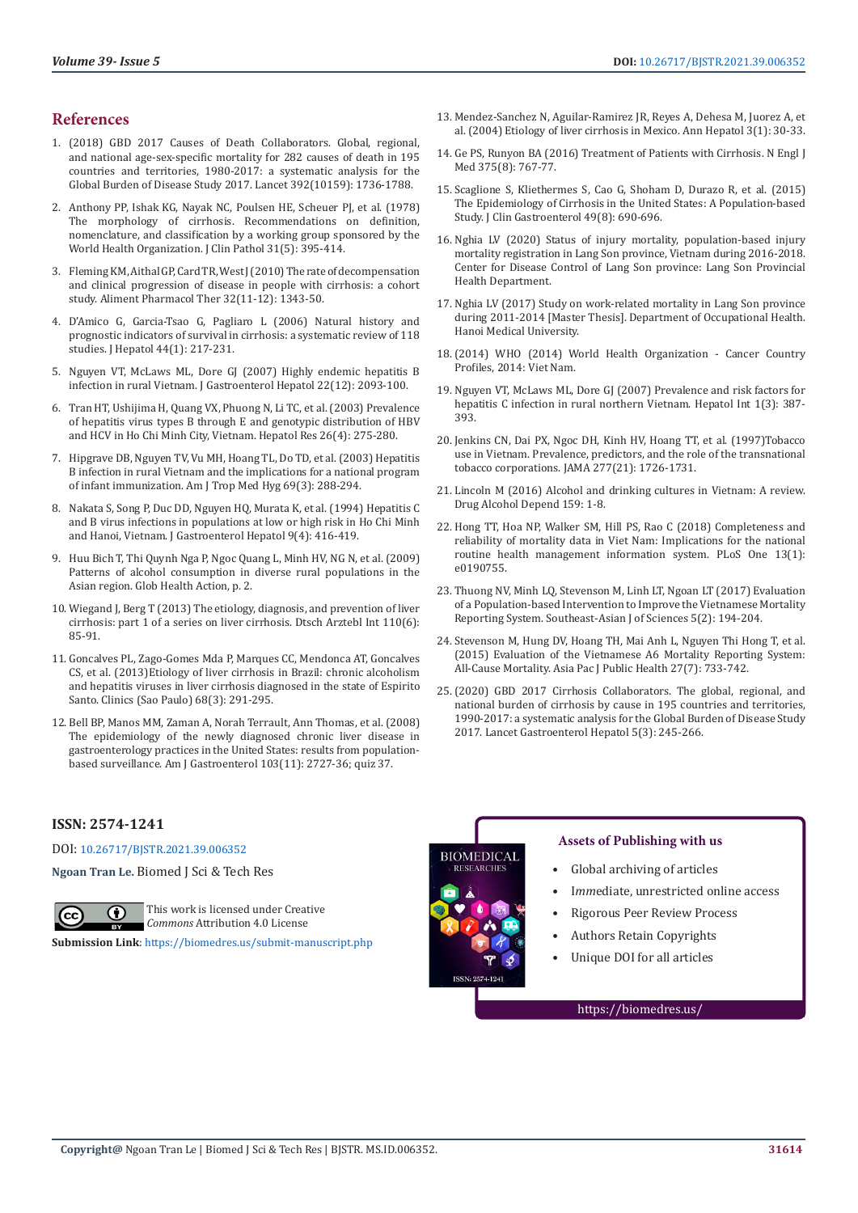## References

1. (2018) GBD 2017 Causes of Death Collaborators. Global, regional, and national age-sex-specific mortality for 282 causes of death in 195 countries and territories, 1980-2017: a systematic analysis for the Global Burden of Disease Study 2017. Lancet 392(10159): 1736-1788.
2. Anthony PP, Ishak KG, Nayak NC, Poulsen HE, Scheuer PJ, et al. (1978) The morphology of cirrhosis. Recommendations on definition, nomenclature, and classification by a working group sponsored by the World Health Organization. J Clin Pathol 31(5): 395-414.
3. Fleming KM, Aithal GP, Card TR, West J (2010) The rate of decompensation and clinical progression of disease in people with cirrhosis: a cohort study. Aliment Pharmacol Ther 32(11-12): 1343-50.
4. D'Amico G, Garcia-Tsao G, Pagliaro L (2006) Natural history and prognostic indicators of survival in cirrhosis: a systematic review of 118 studies. J Hepatol 44(1): 217-231.
5. Nguyen VT, McLaws ML, Dore GJ (2007) Highly endemic hepatitis B infection in rural Vietnam. J Gastroenterol Hepatol 22(12): 2093-100.
6. Tran HT, Ushijima H, Quang VX, Phuong N, Li TC, et al. (2003) Prevalence of hepatitis virus types B through E and genotypic distribution of HBV and HCV in Ho Chi Minh City, Vietnam. Hepatol Res 26(4): 275-280.
7. Hipgrave DB, Nguyen TV, Vu MH, Hoang TL, Do TD, et al. (2003) Hepatitis B infection in rural Vietnam and the implications for a national program of infant immunization. Am J Trop Med Hyg 69(3): 288-294.
8. Nakata S, Song P, Duc DD, Nguyen HQ, Murata K, et al. (1994) Hepatitis C and B virus infections in populations at low or high risk in Ho Chi Minh and Hanoi, Vietnam. J Gastroenterol Hepatol 9(4): 416-419.
9. Huu Bich T, Thi Quynh Nga P, Ngoc Quang L, Minh HV, NG N, et al. (2009) Patterns of alcohol consumption in diverse rural populations in the Asian region. Glob Health Action, p. 2.
10. Wiegand J, Berg T (2013) The etiology, diagnosis, and prevention of liver cirrhosis: part 1 of a series on liver cirrhosis. Dtsch Arztebl Int 110(6): 85-91.
11. Goncalves PL, Zago-Gomes Mda P, Marques CC, Mendonca AT, Goncalves CS, et al. (2013)Etiology of liver cirrhosis in Brazil: chronic alcoholism and hepatitis viruses in liver cirrhosis diagnosed in the state of Espirito Santo. Clinics (Sao Paulo) 68(3): 291-295.
12. Bell BP, Manos MM, Zaman A, Norah Terrault, Ann Thomas, et al. (2008) The epidemiology of the newly diagnosed chronic liver disease in gastroenterology practices in the United States: results from population-based surveillance. Am J Gastroenterol 103(11): 2727-36; quiz 37.
13. Mendez-Sanchez N, Aguilar-Ramirez JR, Reyes A, Dehesa M, Juorez A, et al. (2004) Etiology of liver cirrhosis in Mexico. Ann Hepatol 3(1): 30-33.
14. Ge PS, Runyon BA (2016) Treatment of Patients with Cirrhosis. N Engl J Med 375(8): 767-77.
15. Scaglione S, Kliethermes S, Cao G, Shoham D, Durazo R, et al. (2015) The Epidemiology of Cirrhosis in the United States: A Population-based Study. J Clin Gastroenterol 49(8): 690-696.
16. Nghia LV (2020) Status of injury mortality, population-based injury mortality registration in Lang Son province, Vietnam during 2016-2018. Center for Disease Control of Lang Son province: Lang Son Provincial Health Department.
17. Nghia LV (2017) Study on work-related mortality in Lang Son province during 2011-2014 [Master Thesis]. Department of Occupational Health. Hanoi Medical University.
18. (2014) WHO (2014) World Health Organization - Cancer Country Profiles, 2014: Viet Nam.
19. Nguyen VT, McLaws ML, Dore GJ (2007) Prevalence and risk factors for hepatitis C infection in rural northern Vietnam. Hepatol Int 1(3): 387-393.
20. Jenkins CN, Dai PX, Ngoc DH, Kinh HV, Hoang TT, et al. (1997)Tobacco use in Vietnam. Prevalence, predictors, and the role of the transnational tobacco corporations. JAMA 277(21): 1726-1731.
21. Lincoln M (2016) Alcohol and drinking cultures in Vietnam: A review. Drug Alcohol Depend 159: 1-8.
22. Hong TT, Hoa NP, Walker SM, Hill PS, Rao C (2018) Completeness and reliability of mortality data in Viet Nam: Implications for the national routine health management information system. PLoS One 13(1): e0190755.
23. Thuong NV, Minh LQ, Stevenson M, Linh LT, Ngoan LT (2017) Evaluation of a Population-based Intervention to Improve the Vietnamese Mortality Reporting System. Southeast-Asian J of Sciences 5(2): 194-204.
24. Stevenson M, Hung DV, Hoang TH, Mai Anh L, Nguyen Thi Hong T, et al. (2015) Evaluation of the Vietnamese A6 Mortality Reporting System: All-Cause Mortality. Asia Pac J Public Health 27(7): 733-742.
25. (2020) GBD 2017 Cirrhosis Collaborators. The global, regional, and national burden of cirrhosis by cause in 195 countries and territories, 1990-2017: a systematic analysis for the Global Burden of Disease Study 2017. Lancet Gastroenterol Hepatol 5(3): 245-266.

**ISSN: 2574-1241**

DOI: 10.26717/BJSTR.2021.39.006352

**Ngoan Tran Le.** Biomed J Sci & Tech Res

This work is licensed under Creative *Commons* Attribution 4.0 License

**Submission Link**: https://biomedres.us/submit-manuscript.php

**Assets of Publishing with us**

- Global archiving of articles
- Immediate, unrestricted online access
- Rigorous Peer Review Process
- Authors Retain Copyrights
- Unique DOI for all articles

https://biomedres.us/